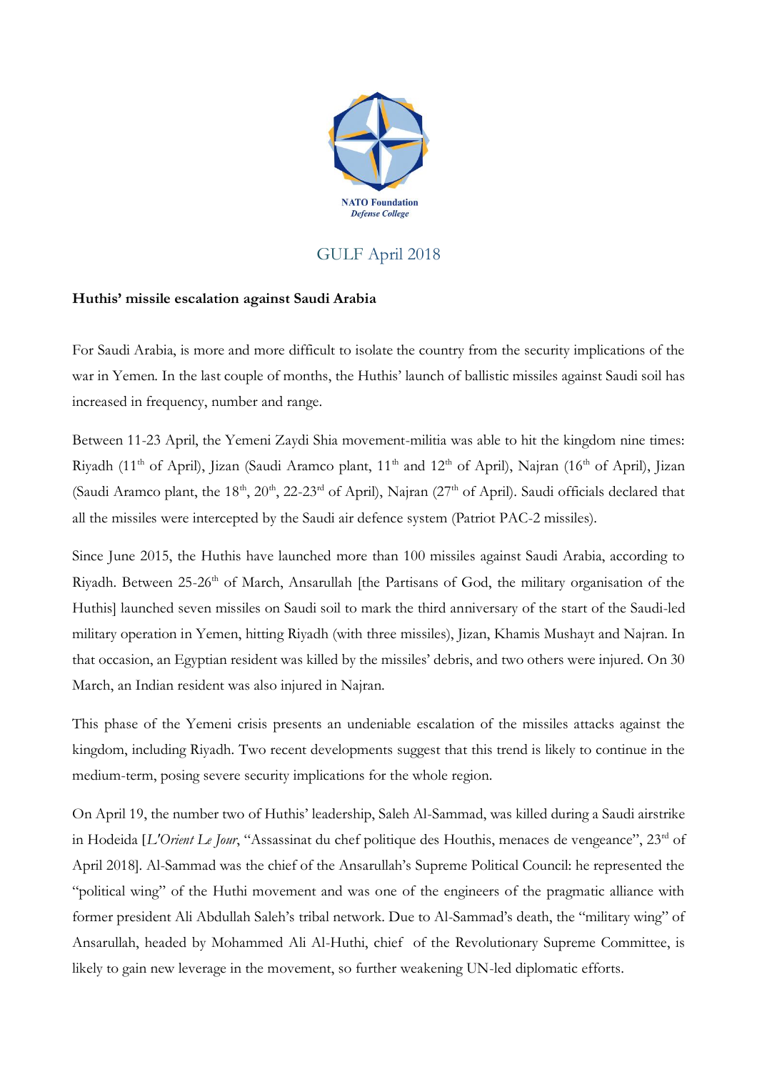NATO Foundation
*Defense College*

# GULF April 2018

**Huthis' missile escalation against Saudi Arabia**

For Saudi Arabia, is more and more difficult to isolate the country from the security implications of the war in Yemen. In the last couple of months, the Huthis' launch of ballistic missiles against Saudi soil has increased in frequency, number and range.

Between 11-23 April, the Yemeni Zaydi Shia movement-militia was able to hit the kingdom nine times: Riyadh (11th of April), Jizan (Saudi Aramco plant, 11th and 12th of April), Najran (16th of April), Jizan (Saudi Aramco plant, the 18th, 20th, 22-23rd of April), Najran (27th of April). Saudi officials declared that all the missiles were intercepted by the Saudi air defence system (Patriot PAC-2 missiles).

Since June 2015, the Huthis have launched more than 100 missiles against Saudi Arabia, according to Riyadh. Between 25-26th of March, Ansarullah [the Partisans of God, the military organisation of the Huthis] launched seven missiles on Saudi soil to mark the third anniversary of the start of the Saudi-led military operation in Yemen, hitting Riyadh (with three missiles), Jizan, Khamis Mushayt and Najran. In that occasion, an Egyptian resident was killed by the missiles' debris, and two others were injured. On 30 March, an Indian resident was also injured in Najran.

This phase of the Yemeni crisis presents an undeniable escalation of the missiles attacks against the kingdom, including Riyadh. Two recent developments suggest that this trend is likely to continue in the medium-term, posing severe security implications for the whole region.

On April 19, the number two of Huthis' leadership, Saleh Al-Sammad, was killed during a Saudi airstrike in Hodeida [*L'Orient Le Jour*, "Assassinat du chef politique des Houthis, menaces de vengeance", 23rd of April 2018]. Al-Sammad was the chief of the Ansarullah's Supreme Political Council: he represented the "political wing" of the Huthi movement and was one of the engineers of the pragmatic alliance with former president Ali Abdullah Saleh's tribal network. Due to Al-Sammad's death, the "military wing" of Ansarullah, headed by Mohammed Ali Al-Huthi, chief of the Revolutionary Supreme Committee, is likely to gain new leverage in the movement, so further weakening UN-led diplomatic efforts.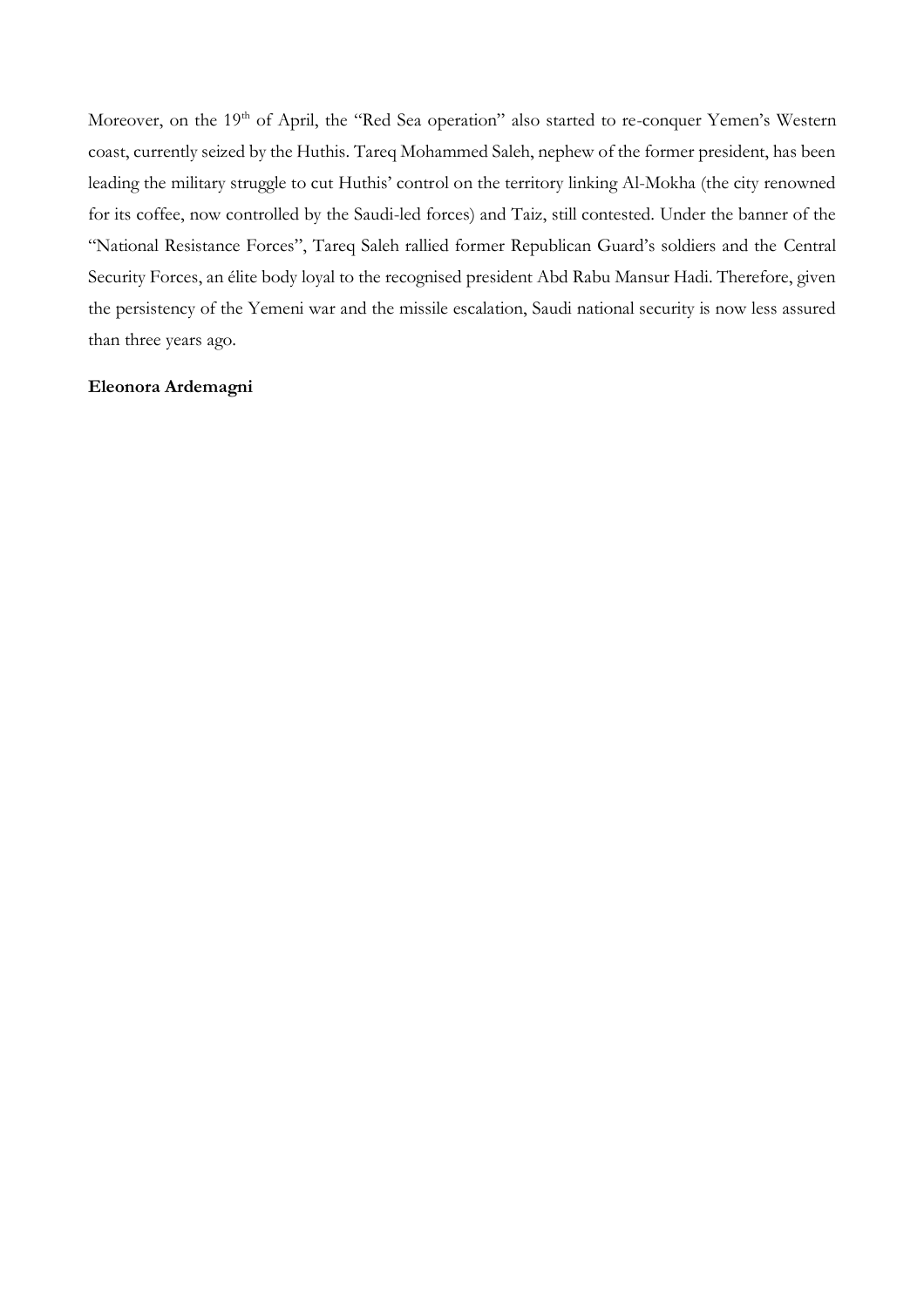Moreover, on the 19th of April, the "Red Sea operation" also started to re-conquer Yemen's Western coast, currently seized by the Huthis. Tareq Mohammed Saleh, nephew of the former president, has been leading the military struggle to cut Huthis' control on the territory linking Al-Mokha (the city renowned for its coffee, now controlled by the Saudi-led forces) and Taiz, still contested. Under the banner of the "National Resistance Forces", Tareq Saleh rallied former Republican Guard's soldiers and the Central Security Forces, an élite body loyal to the recognised president Abd Rabu Mansur Hadi. Therefore, given the persistency of the Yemeni war and the missile escalation, Saudi national security is now less assured than three years ago.

**Eleonora Ardemagni**